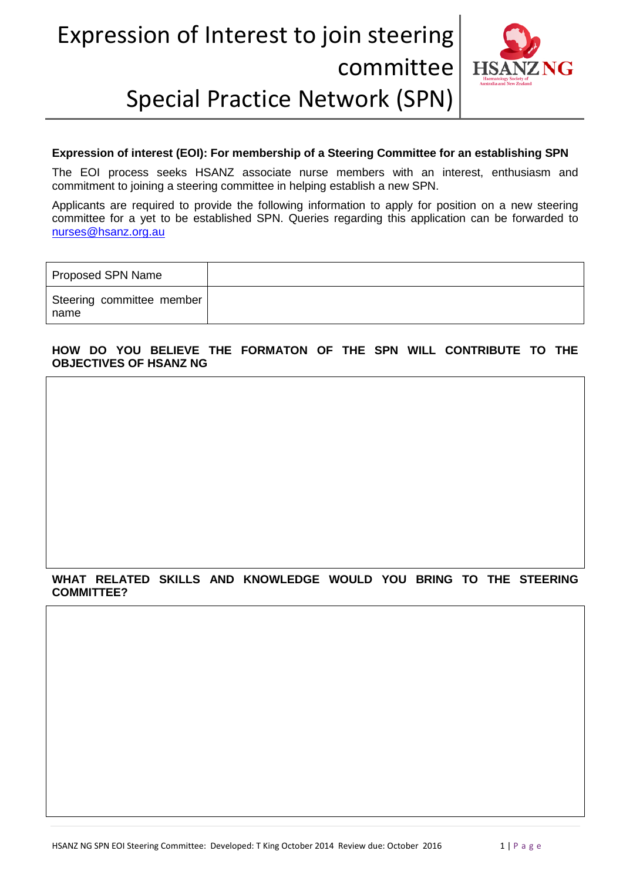# Expression of Interest to join steering committee Special Practice Network (SPN)

**Expression of interest (EOI): For membership of a Steering Committee for an establishing SPN**

The EOI process seeks HSANZ associate nurse members with an interest, enthusiasm and commitment to joining a steering committee in helping establish a new SPN.

Applicants are required to provide the following information to apply for position on a new steering committee for a yet to be established SPN. Queries regarding this application can be forwarded to nurses@hsanz.org.au

| Proposed SPN Name | |
|---|---|
| Steering committee member name | |

**HOW DO YOU BELIEVE THE FORMATON OF THE SPN WILL CONTRIBUTE TO THE OBJECTIVES OF HSANZ NG**

**WHAT RELATED SKILLS AND KNOWLEDGE WOULD YOU BRING TO THE STEERING COMMITTEE?**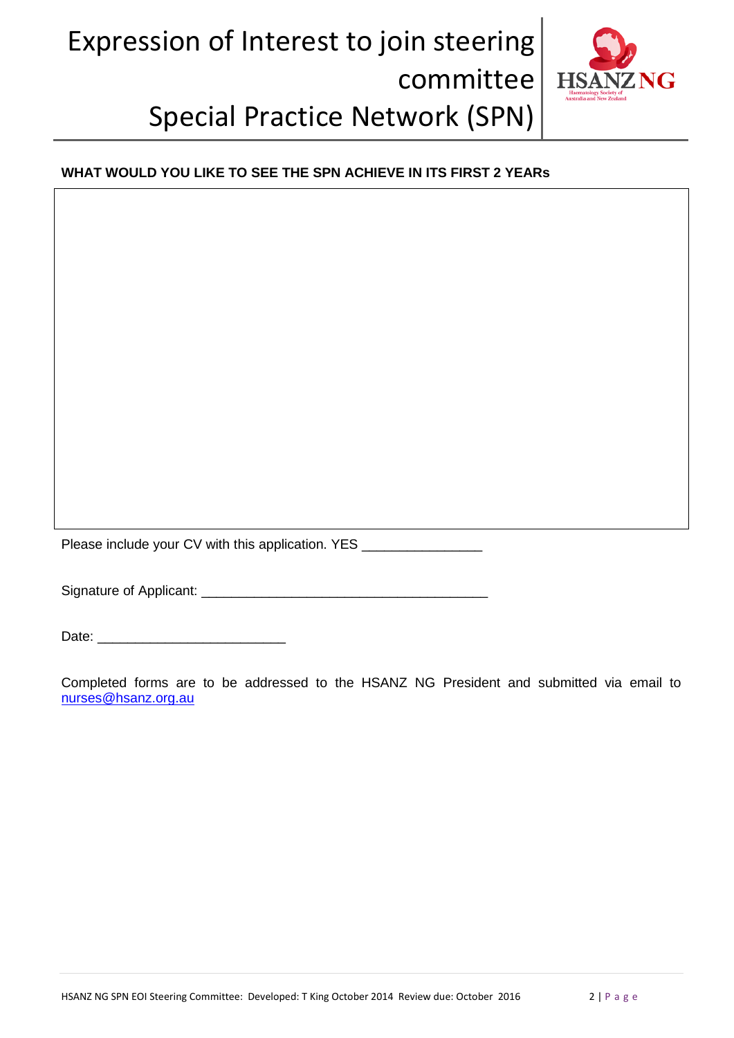# Expression of Interest to join steering committee Special Practice Network (SPN)

**WHAT WOULD YOU LIKE TO SEE THE SPN ACHIEVE IN ITS FIRST 2 YEARs**

| |
|---|
| |

Please include your CV with this application. YES _______________

Signature of Applicant: _____________________________________

Date: ________________________

Completed forms are to be addressed to the HSANZ NG President and submitted via email to nurses@hsanz.org.au

HSANZ NG SPN EOI Steering Committee: Developed: T King October 2014 Review due: October 2016